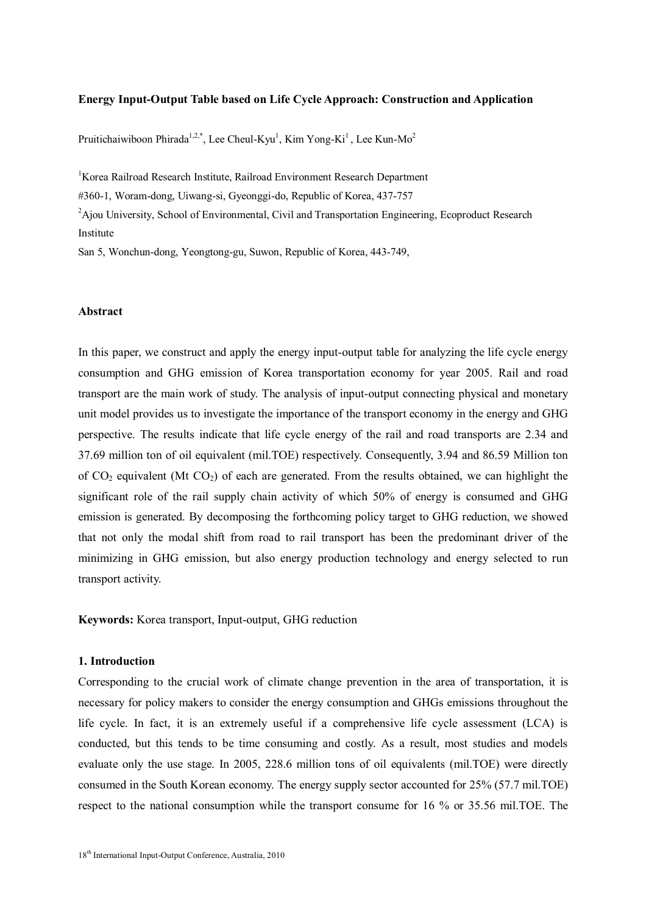# Energy Input-Output Table based on Life Cycle Approach: Construction and Application

Pruitichaiwiboon Phirada[1,2,*], Lee Cheul-Kyu[1], Kim Yong-Ki[1], Lee Kun-Mo[2]

[1]Korea Railroad Research Institute, Railroad Environment Research Department
#360-1, Woram-dong, Uiwang-si, Gyeonggi-do, Republic of Korea, 437-757

[2]Ajou University, School of Environmental, Civil and Transportation Engineering, Ecoproduct Research Institute
San 5, Wonchun-dong, Yeongtong-gu, Suwon, Republic of Korea, 443-749,

## Abstract

In this paper, we construct and apply the energy input-output table for analyzing the life cycle energy consumption and GHG emission of Korea transportation economy for year 2005. Rail and road transport are the main work of study. The analysis of input-output connecting physical and monetary unit model provides us to investigate the importance of the transport economy in the energy and GHG perspective. The results indicate that life cycle energy of the rail and road transports are 2.34 and 37.69 million ton of oil equivalent (mil.TOE) respectively. Consequently, 3.94 and 86.59 Million ton of $CO_2$ equivalent (Mt $CO_2$) of each are generated. From the results obtained, we can highlight the significant role of the rail supply chain activity of which 50% of energy is consumed and GHG emission is generated. By decomposing the forthcoming policy target to GHG reduction, we showed that not only the modal shift from road to rail transport has been the predominant driver of the minimizing in GHG emission, but also energy production technology and energy selected to run transport activity.

**Keywords:** Korea transport, Input-output, GHG reduction

## 1. Introduction

Corresponding to the crucial work of climate change prevention in the area of transportation, it is necessary for policy makers to consider the energy consumption and GHGs emissions throughout the life cycle. In fact, it is an extremely useful if a comprehensive life cycle assessment (LCA) is conducted, but this tends to be time consuming and costly. As a result, most studies and models evaluate only the use stage. In 2005, 228.6 million tons of oil equivalents (mil.TOE) were directly consumed in the South Korean economy. The energy supply sector accounted for 25% (57.7 mil.TOE) respect to the national consumption while the transport consume for 16 % or 35.56 mil.TOE. The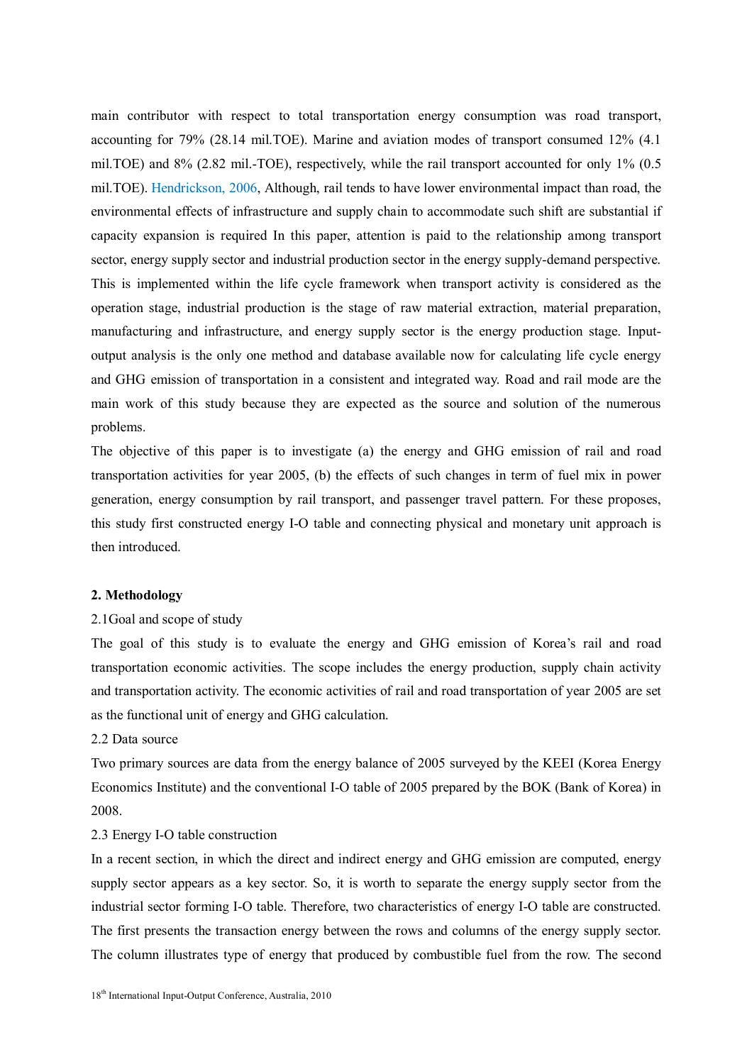main contributor with respect to total transportation energy consumption was road transport, accounting for 79% (28.14 mil.TOE). Marine and aviation modes of transport consumed 12% (4.1 mil.TOE) and 8% (2.82 mil.-TOE), respectively, while the rail transport accounted for only 1% (0.5 mil.TOE). Hendrickson, 2006, Although, rail tends to have lower environmental impact than road, the environmental effects of infrastructure and supply chain to accommodate such shift are substantial if capacity expansion is required In this paper, attention is paid to the relationship among transport sector, energy supply sector and industrial production sector in the energy supply-demand perspective. This is implemented within the life cycle framework when transport activity is considered as the operation stage, industrial production is the stage of raw material extraction, material preparation, manufacturing and infrastructure, and energy supply sector is the energy production stage. Input-output analysis is the only one method and database available now for calculating life cycle energy and GHG emission of transportation in a consistent and integrated way. Road and rail mode are the main work of this study because they are expected as the source and solution of the numerous problems.

The objective of this paper is to investigate (a) the energy and GHG emission of rail and road transportation activities for year 2005, (b) the effects of such changes in term of fuel mix in power generation, energy consumption by rail transport, and passenger travel pattern. For these proposes, this study first constructed energy I-O table and connecting physical and monetary unit approach is then introduced.

## 2. Methodology

### 2.1Goal and scope of study

The goal of this study is to evaluate the energy and GHG emission of Korea's rail and road transportation economic activities. The scope includes the energy production, supply chain activity and transportation activity. The economic activities of rail and road transportation of year 2005 are set as the functional unit of energy and GHG calculation.

### 2.2 Data source

Two primary sources are data from the energy balance of 2005 surveyed by the KEEI (Korea Energy Economics Institute) and the conventional I-O table of 2005 prepared by the BOK (Bank of Korea) in 2008.

### 2.3 Energy I-O table construction

In a recent section, in which the direct and indirect energy and GHG emission are computed, energy supply sector appears as a key sector. So, it is worth to separate the energy supply sector from the industrial sector forming I-O table. Therefore, two characteristics of energy I-O table are constructed. The first presents the transaction energy between the rows and columns of the energy supply sector. The column illustrates type of energy that produced by combustible fuel from the row. The second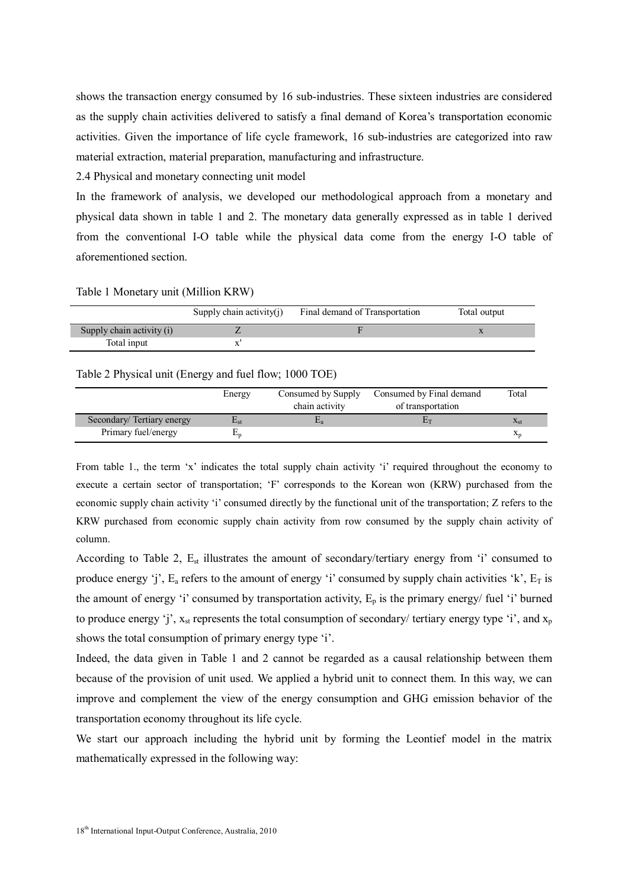shows the transaction energy consumed by 16 sub-industries. These sixteen industries are considered as the supply chain activities delivered to satisfy a final demand of Korea's transportation economic activities. Given the importance of life cycle framework, 16 sub-industries are categorized into raw material extraction, material preparation, manufacturing and infrastructure.

### 2.4 Physical and monetary connecting unit model

In the framework of analysis, we developed our methodological approach from a monetary and physical data shown in table 1 and 2. The monetary data generally expressed as in table 1 derived from the conventional I-O table while the physical data come from the energy I-O table of aforementioned section.

Table 1 Monetary unit (Million KRW)

| | Supply chain activity(j) | Final demand of Transportation | Total output |
|---|---|---|---|
| Supply chain activity (i) | Z | F | x |
| Total input | x' | | |

Table 2 Physical unit (Energy and fuel flow; 1000 TOE)

| | Energy | Consumed by Supply chain activity | Consumed by Final demand of transportation | Total |
|---|---|---|---|---|
| Secondary/ Tertiary energy | $E_{st}$ | $E_a$ | $E_T$ | $x_{st}$ |
| Primary fuel/energy | $E_p$ | | | $x_p$ |

From table 1., the term 'x' indicates the total supply chain activity 'i' required throughout the economy to execute a certain sector of transportation; 'F' corresponds to the Korean won (KRW) purchased from the economic supply chain activity 'i' consumed directly by the functional unit of the transportation; Z refers to the KRW purchased from economic supply chain activity from row consumed by the supply chain activity of column.

According to Table 2, $E_{st}$ illustrates the amount of secondary/tertiary energy from 'i' consumed to produce energy 'j', $E_a$ refers to the amount of energy 'i' consumed by supply chain activities 'k', $E_T$ is the amount of energy 'i' consumed by transportation activity, $E_p$ is the primary energy/ fuel 'i' burned to produce energy 'j', $x_{st}$ represents the total consumption of secondary/ tertiary energy type 'i', and $x_p$ shows the total consumption of primary energy type 'i'.

Indeed, the data given in Table 1 and 2 cannot be regarded as a causal relationship between them because of the provision of unit used. We applied a hybrid unit to connect them. In this way, we can improve and complement the view of the energy consumption and GHG emission behavior of the transportation economy throughout its life cycle.

We start our approach including the hybrid unit by forming the Leontief model in the matrix mathematically expressed in the following way: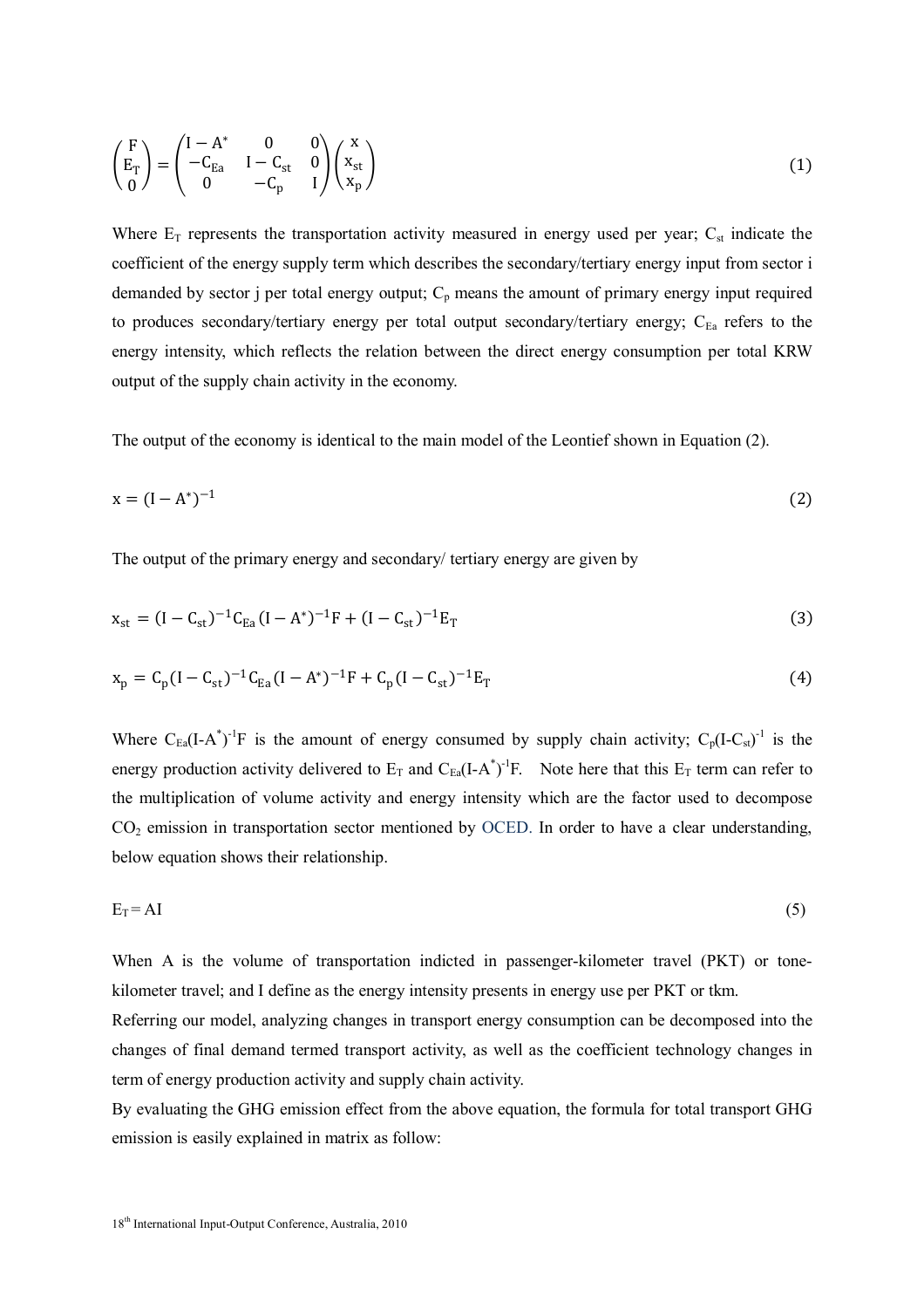$$\begin{pmatrix} F \\ E_T \\ 0 \end{pmatrix} = \begin{pmatrix} I - A^* & 0 & 0 \\ -C_{Ea} & I - C_{st} & 0 \\ 0 & -C_p & I \end{pmatrix} \begin{pmatrix} x \\ x_{st} \\ x_p \end{pmatrix} \tag{1}$$

Where $E_T$ represents the transportation activity measured in energy used per year; $C_{st}$ indicate the coefficient of the energy supply term which describes the secondary/tertiary energy input from sector i demanded by sector j per total energy output; $C_p$ means the amount of primary energy input required to produces secondary/tertiary energy per total output secondary/tertiary energy; $C_{Ea}$ refers to the energy intensity, which reflects the relation between the direct energy consumption per total KRW output of the supply chain activity in the economy.

The output of the economy is identical to the main model of the Leontief shown in Equation (2).

$$x = (I - A^*)^{-1} \tag{2}$$

The output of the primary energy and secondary/ tertiary energy are given by

$$x_{st} = (I - C_{st})^{-1} C_{Ea} (I - A^*)^{-1} F + (I - C_{st})^{-1} E_T \tag{3}$$

$$x_p = C_p (I - C_{st})^{-1} C_{Ea} (I - A^*)^{-1} F + C_p (I - C_{st})^{-1} E_T \tag{4}$$

Where $C_{Ea}(I-A^*)^{-1}F$ is the amount of energy consumed by supply chain activity; $C_p(I-C_{st})^{-1}$ is the energy production activity delivered to $E_T$ and $C_{Ea}(I-A^*)^{-1}F$. Note here that this $E_T$ term can refer to the multiplication of volume activity and energy intensity which are the factor used to decompose $CO_2$ emission in transportation sector mentioned by OCED. In order to have a clear understanding, below equation shows their relationship.

$$E_T = AI \tag{5}$$

When A is the volume of transportation indicted in passenger-kilometer travel (PKT) or tone-kilometer travel; and I define as the energy intensity presents in energy use per PKT or tkm.

Referring our model, analyzing changes in transport energy consumption can be decomposed into the changes of final demand termed transport activity, as well as the coefficient technology changes in term of energy production activity and supply chain activity.

By evaluating the GHG emission effect from the above equation, the formula for total transport GHG emission is easily explained in matrix as follow: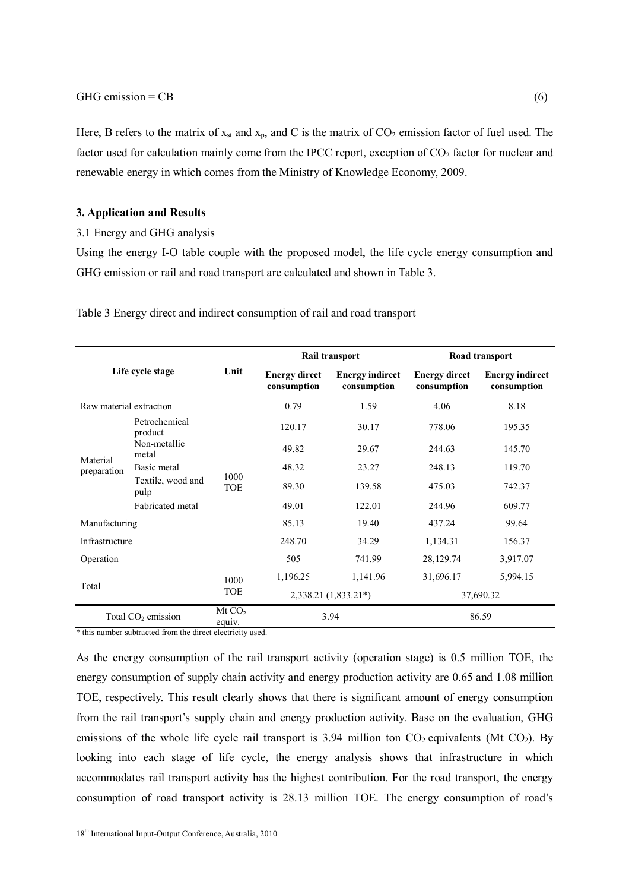GHG emission = CB (6)

Here, B refers to the matrix of $x_{st}$ and $x_p$, and C is the matrix of $CO_2$ emission factor of fuel used. The factor used for calculation mainly come from the IPCC report, exception of $CO_2$ factor for nuclear and renewable energy in which comes from the Ministry of Knowledge Economy, 2009.

## 3. Application and Results

### 3.1 Energy and GHG analysis

Using the energy I-O table couple with the proposed model, the life cycle energy consumption and GHG emission or rail and road transport are calculated and shown in Table 3.

Table 3 Energy direct and indirect consumption of rail and road transport

| Life cycle stage | | Unit | Rail transport | | Road transport | |
|---|---|---|---|---|---|---|
| | | | **Energy direct consumption** | **Energy indirect consumption** | **Energy direct consumption** | **Energy indirect consumption** |
| Raw material extraction | | 1000 TOE | 0.79 | 1.59 | 4.06 | 8.18 |
| Material preparation | Petrochemical product | | 120.17 | 30.17 | 778.06 | 195.35 |
| | Non-metallic metal | | 49.82 | 29.67 | 244.63 | 145.70 |
| | Basic metal | | 48.32 | 23.27 | 248.13 | 119.70 |
| | Textile, wood and pulp | | 89.30 | 139.58 | 475.03 | 742.37 |
| | Fabricated metal | | 49.01 | 122.01 | 244.96 | 609.77 |
| Manufacturing | | | 85.13 | 19.40 | 437.24 | 99.64 |
| Infrastructure | | | 248.70 | 34.29 | 1,134.31 | 156.37 |
| Operation | | | 505 | 741.99 | 28,129.74 | 3,917.07 |
| Total | | 1000 TOE | 1,196.25 | 1,141.96 | 31,696.17 | 5,994.15 |
| | | | 2,338.21 (1,833.21*) | | 37,690.32 | |
| Total $CO_2$ emission | | Mt $CO_2$ equiv. | 3.94 | | 86.59 | |

\* this number subtracted from the direct electricity used.

As the energy consumption of the rail transport activity (operation stage) is 0.5 million TOE, the energy consumption of supply chain activity and energy production activity are 0.65 and 1.08 million TOE, respectively. This result clearly shows that there is significant amount of energy consumption from the rail transport's supply chain and energy production activity. Base on the evaluation, GHG emissions of the whole life cycle rail transport is 3.94 million ton $CO_2$ equivalents (Mt $CO_2$). By looking into each stage of life cycle, the energy analysis shows that infrastructure in which accommodates rail transport activity has the highest contribution. For the road transport, the energy consumption of road transport activity is 28.13 million TOE. The energy consumption of road's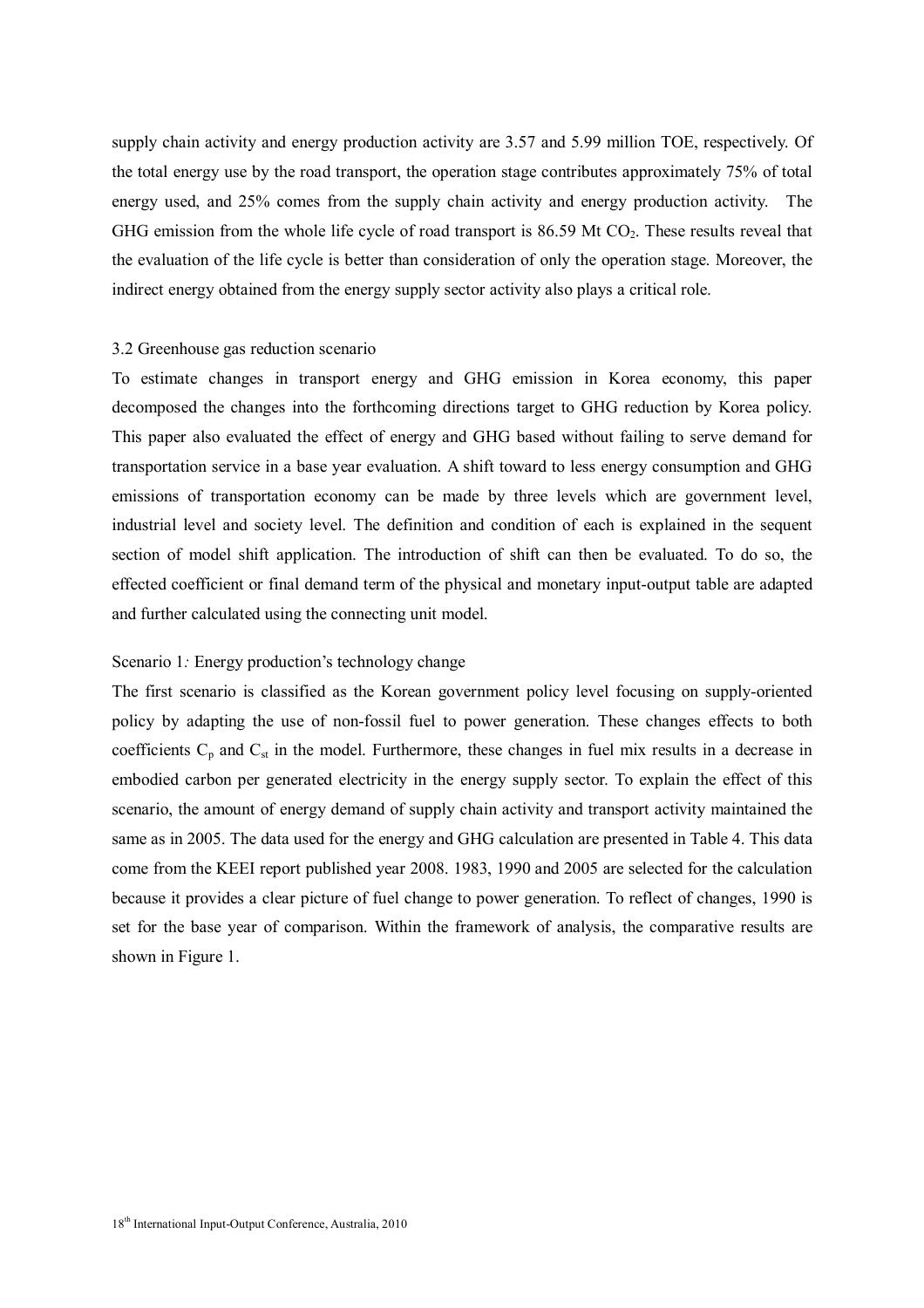supply chain activity and energy production activity are 3.57 and 5.99 million TOE, respectively. Of the total energy use by the road transport, the operation stage contributes approximately 75% of total energy used, and 25% comes from the supply chain activity and energy production activity. The GHG emission from the whole life cycle of road transport is 86.59 Mt $CO_2$. These results reveal that the evaluation of the life cycle is better than consideration of only the operation stage. Moreover, the indirect energy obtained from the energy supply sector activity also plays a critical role.

### 3.2 Greenhouse gas reduction scenario

To estimate changes in transport energy and GHG emission in Korea economy, this paper decomposed the changes into the forthcoming directions target to GHG reduction by Korea policy. This paper also evaluated the effect of energy and GHG based without failing to serve demand for transportation service in a base year evaluation. A shift toward to less energy consumption and GHG emissions of transportation economy can be made by three levels which are government level, industrial level and society level. The definition and condition of each is explained in the sequent section of model shift application. The introduction of shift can then be evaluated. To do so, the effected coefficient or final demand term of the physical and monetary input-output table are adapted and further calculated using the connecting unit model.

#### Scenario 1*:* Energy production's technology change

The first scenario is classified as the Korean government policy level focusing on supply-oriented policy by adapting the use of non-fossil fuel to power generation. These changes effects to both coefficients $C_p$ and $C_{st}$ in the model. Furthermore, these changes in fuel mix results in a decrease in embodied carbon per generated electricity in the energy supply sector. To explain the effect of this scenario, the amount of energy demand of supply chain activity and transport activity maintained the same as in 2005. The data used for the energy and GHG calculation are presented in Table 4. This data come from the KEEI report published year 2008. 1983, 1990 and 2005 are selected for the calculation because it provides a clear picture of fuel change to power generation. To reflect of changes, 1990 is set for the base year of comparison. Within the framework of analysis, the comparative results are shown in Figure 1.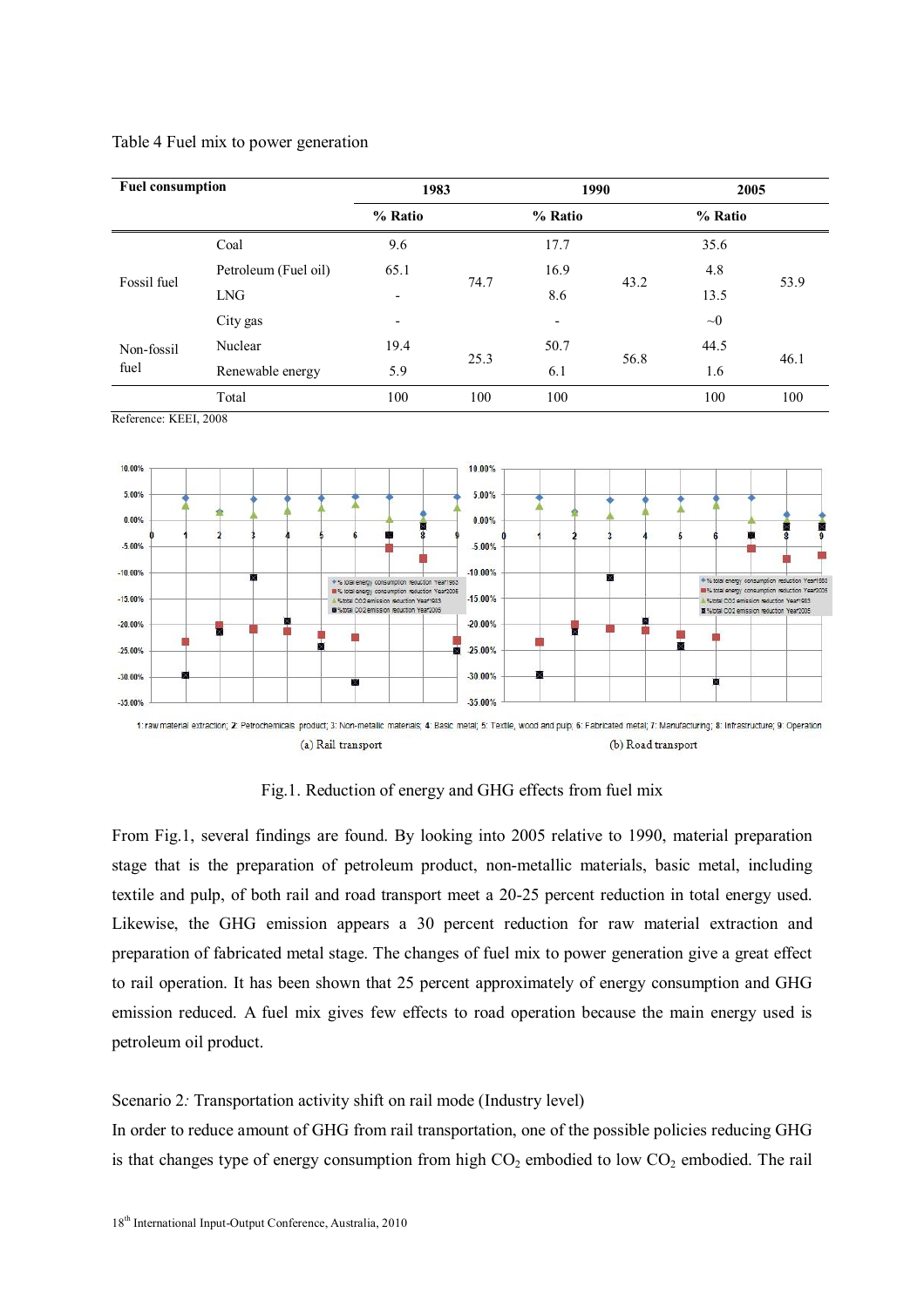Table 4 Fuel mix to power generation

| Fuel consumption | | 1983 | | 1990 | | 2005 | |
|---|---|---|---|---|---|---|---|
| | | % Ratio | | % Ratio | | % Ratio | |
| Fossil fuel | Coal | 9.6 | 74.7 | 17.7 | 43.2 | 35.6 | 53.9 |
| | Petroleum (Fuel oil) | 65.1 | | 16.9 | | 4.8 | |
| | LNG | - | | 8.6 | | 13.5 | |
| | City gas | - | | - | | ~0 | |
| Non-fossil fuel | Nuclear | 19.4 | 25.3 | 50.7 | 56.8 | 44.5 | 46.1 |
| | Renewable energy | 5.9 | | 6.1 | | 1.6 | |
| | Total | 100 | 100 | 100 | | 100 | 100 |

Reference: KEEI, 2008

1: raw material extraction; 2: Petrochemicals product; 3: Non-metallic materials; 4: Basic metal; 5: Textile, wood and pulp; 6: Fabricated metal; 7: Manufacturing; 8: Infrastructure; 9: Operation

(a) Rail transport (b) Road transport

Fig.1. Reduction of energy and GHG effects from fuel mix

From Fig.1, several findings are found. By looking into 2005 relative to 1990, material preparation stage that is the preparation of petroleum product, non-metallic materials, basic metal, including textile and pulp, of both rail and road transport meet a 20-25 percent reduction in total energy used. Likewise, the GHG emission appears a 30 percent reduction for raw material extraction and preparation of fabricated metal stage. The changes of fuel mix to power generation give a great effect to rail operation. It has been shown that 25 percent approximately of energy consumption and GHG emission reduced. A fuel mix gives few effects to road operation because the main energy used is petroleum oil product.

Scenario 2*:* Transportation activity shift on rail mode (Industry level)

In order to reduce amount of GHG from rail transportation, one of the possible policies reducing GHG is that changes type of energy consumption from high $CO_2$ embodied to low $CO_2$ embodied. The rail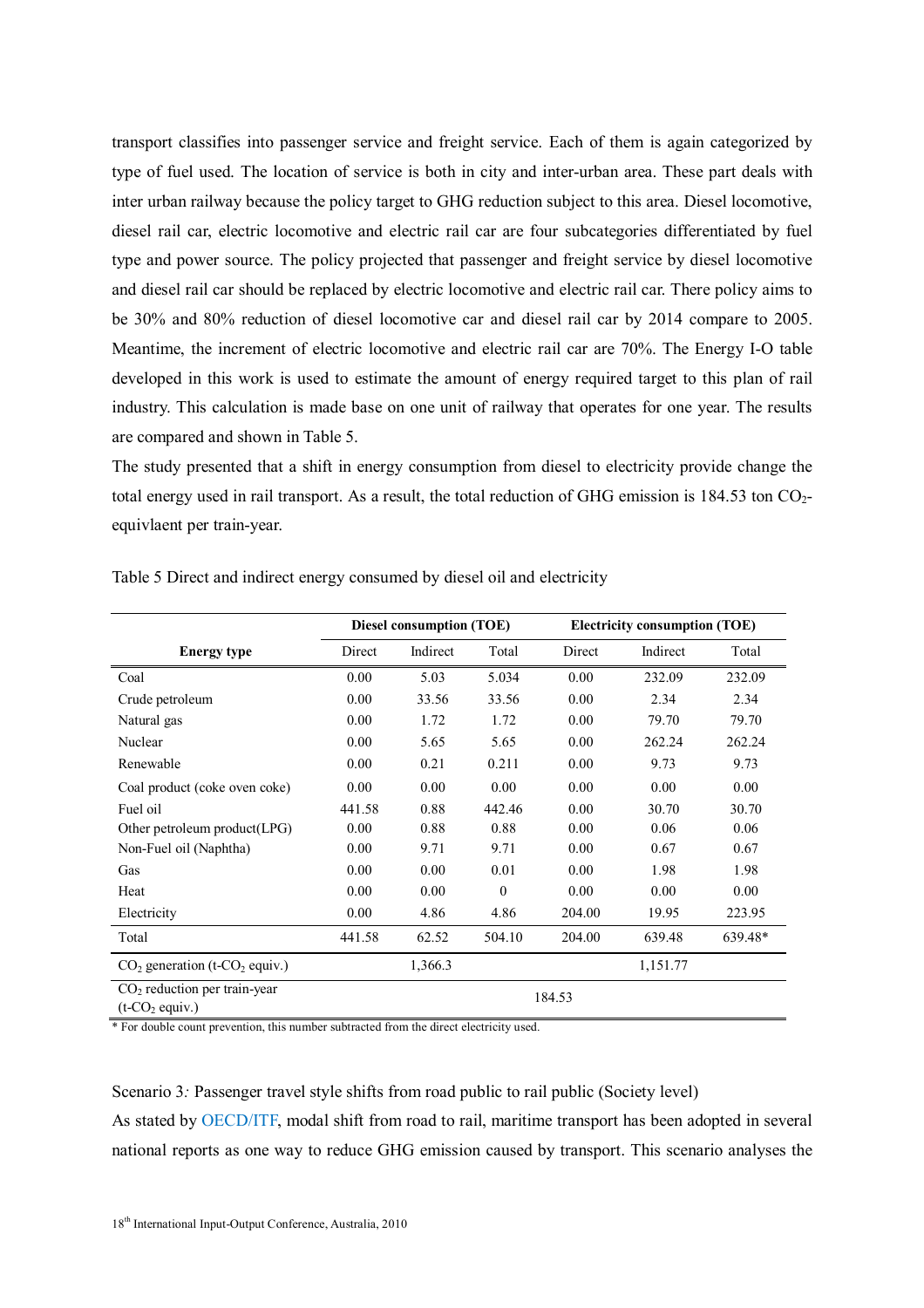transport classifies into passenger service and freight service. Each of them is again categorized by type of fuel used. The location of service is both in city and inter-urban area. These part deals with inter urban railway because the policy target to GHG reduction subject to this area. Diesel locomotive, diesel rail car, electric locomotive and electric rail car are four subcategories differentiated by fuel type and power source. The policy projected that passenger and freight service by diesel locomotive and diesel rail car should be replaced by electric locomotive and electric rail car. There policy aims to be 30% and 80% reduction of diesel locomotive car and diesel rail car by 2014 compare to 2005. Meantime, the increment of electric locomotive and electric rail car are 70%. The Energy I-O table developed in this work is used to estimate the amount of energy required target to this plan of rail industry. This calculation is made base on one unit of railway that operates for one year. The results are compared and shown in Table 5.

The study presented that a shift in energy consumption from diesel to electricity provide change the total energy used in rail transport. As a result, the total reduction of GHG emission is 184.53 ton $CO_2$-equivlaent per train-year.

Table 5 Direct and indirect energy consumed by diesel oil and electricity

| Energy type | Diesel consumption (TOE) | | | Electricity consumption (TOE) | | |
|---|---|---|---|---|---|---|
| | Direct | Indirect | Total | Direct | Indirect | Total |
| Coal | 0.00 | 5.03 | 5.034 | 0.00 | 232.09 | 232.09 |
| Crude petroleum | 0.00 | 33.56 | 33.56 | 0.00 | 2.34 | 2.34 |
| Natural gas | 0.00 | 1.72 | 1.72 | 0.00 | 79.70 | 79.70 |
| Nuclear | 0.00 | 5.65 | 5.65 | 0.00 | 262.24 | 262.24 |
| Renewable | 0.00 | 0.21 | 0.211 | 0.00 | 9.73 | 9.73 |
| Coal product (coke oven coke) | 0.00 | 0.00 | 0.00 | 0.00 | 0.00 | 0.00 |
| Fuel oil | 441.58 | 0.88 | 442.46 | 0.00 | 30.70 | 30.70 |
| Other petroleum product(LPG) | 0.00 | 0.88 | 0.88 | 0.00 | 0.06 | 0.06 |
| Non-Fuel oil (Naphtha) | 0.00 | 9.71 | 9.71 | 0.00 | 0.67 | 0.67 |
| Gas | 0.00 | 0.00 | 0.01 | 0.00 | 1.98 | 1.98 |
| Heat | 0.00 | 0.00 | 0 | 0.00 | 0.00 | 0.00 |
| Electricity | 0.00 | 4.86 | 4.86 | 204.00 | 19.95 | 223.95 |
| Total | 441.58 | 62.52 | 504.10 | 204.00 | 639.48 | 639.48* |
| $CO_2$ generation (t-$CO_2$ equiv.) | | 1,366.3 | | | 1,151.77 | |
| $CO_2$ reduction per train-year (t-$CO_2$ equiv.) | | | | 184.53 | | |

\* For double count prevention, this number subtracted from the direct electricity used.

Scenario 3*:* Passenger travel style shifts from road public to rail public (Society level)

As stated by OECD/ITF, modal shift from road to rail, maritime transport has been adopted in several national reports as one way to reduce GHG emission caused by transport. This scenario analyses the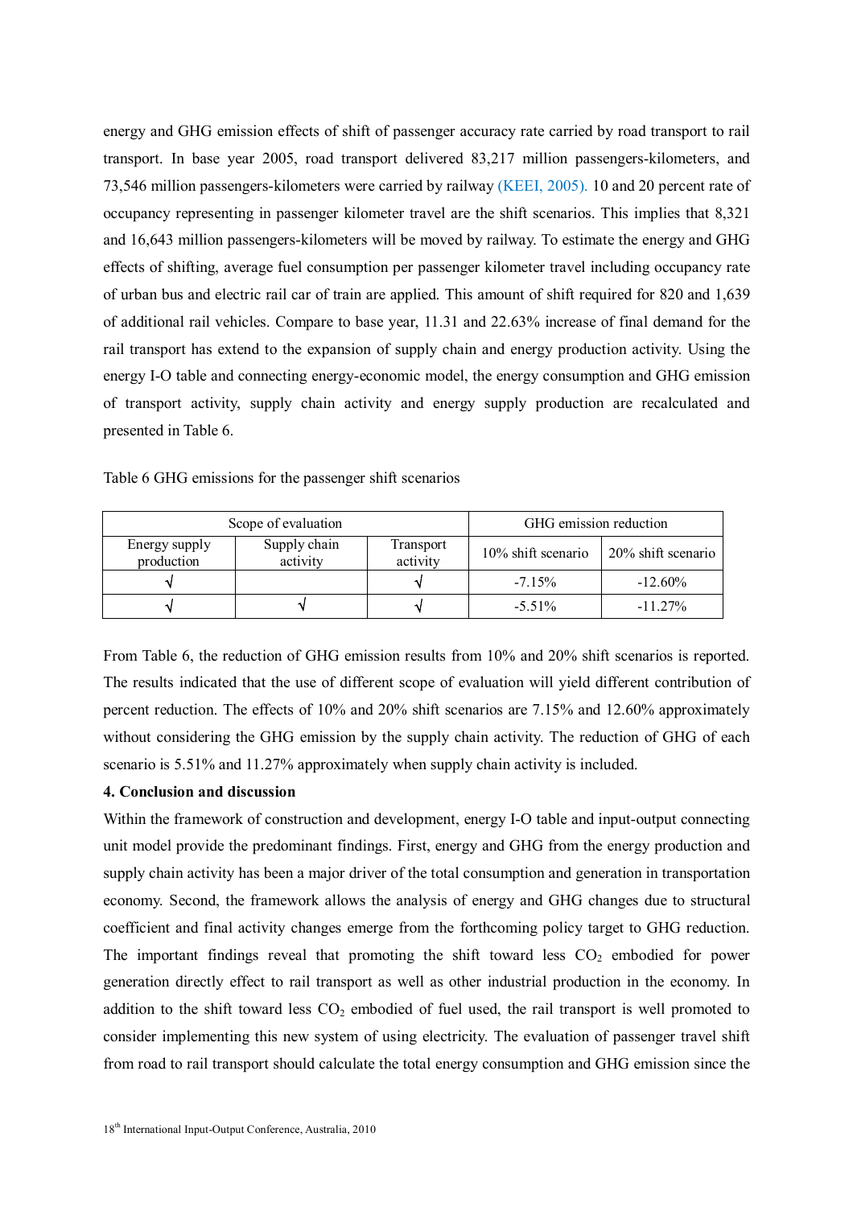energy and GHG emission effects of shift of passenger accuracy rate carried by road transport to rail transport. In base year 2005, road transport delivered 83,217 million passengers-kilometers, and 73,546 million passengers-kilometers were carried by railway (KEEI, 2005). 10 and 20 percent rate of occupancy representing in passenger kilometer travel are the shift scenarios. This implies that 8,321 and 16,643 million passengers-kilometers will be moved by railway. To estimate the energy and GHG effects of shifting, average fuel consumption per passenger kilometer travel including occupancy rate of urban bus and electric rail car of train are applied. This amount of shift required for 820 and 1,639 of additional rail vehicles. Compare to base year, 11.31 and 22.63% increase of final demand for the rail transport has extend to the expansion of supply chain and energy production activity. Using the energy I-O table and connecting energy-economic model, the energy consumption and GHG emission of transport activity, supply chain activity and energy supply production are recalculated and presented in Table 6.

Table 6 GHG emissions for the passenger shift scenarios

| Scope of evaluation | | | GHG emission reduction | |
|---|---|---|---|---|
| Energy supply production | Supply chain activity | Transport activity | 10% shift scenario | 20% shift scenario |
| √ | | √ | -7.15% | -12.60% |
| √ | √ | √ | -5.51% | -11.27% |

From Table 6, the reduction of GHG emission results from 10% and 20% shift scenarios is reported. The results indicated that the use of different scope of evaluation will yield different contribution of percent reduction. The effects of 10% and 20% shift scenarios are 7.15% and 12.60% approximately without considering the GHG emission by the supply chain activity. The reduction of GHG of each scenario is 5.51% and 11.27% approximately when supply chain activity is included.

**4. Conclusion and discussion**

Within the framework of construction and development, energy I-O table and input-output connecting unit model provide the predominant findings. First, energy and GHG from the energy production and supply chain activity has been a major driver of the total consumption and generation in transportation economy. Second, the framework allows the analysis of energy and GHG changes due to structural coefficient and final activity changes emerge from the forthcoming policy target to GHG reduction. The important findings reveal that promoting the shift toward less $CO_2$ embodied for power generation directly effect to rail transport as well as other industrial production in the economy. In addition to the shift toward less $CO_2$ embodied of fuel used, the rail transport is well promoted to consider implementing this new system of using electricity. The evaluation of passenger travel shift from road to rail transport should calculate the total energy consumption and GHG emission since the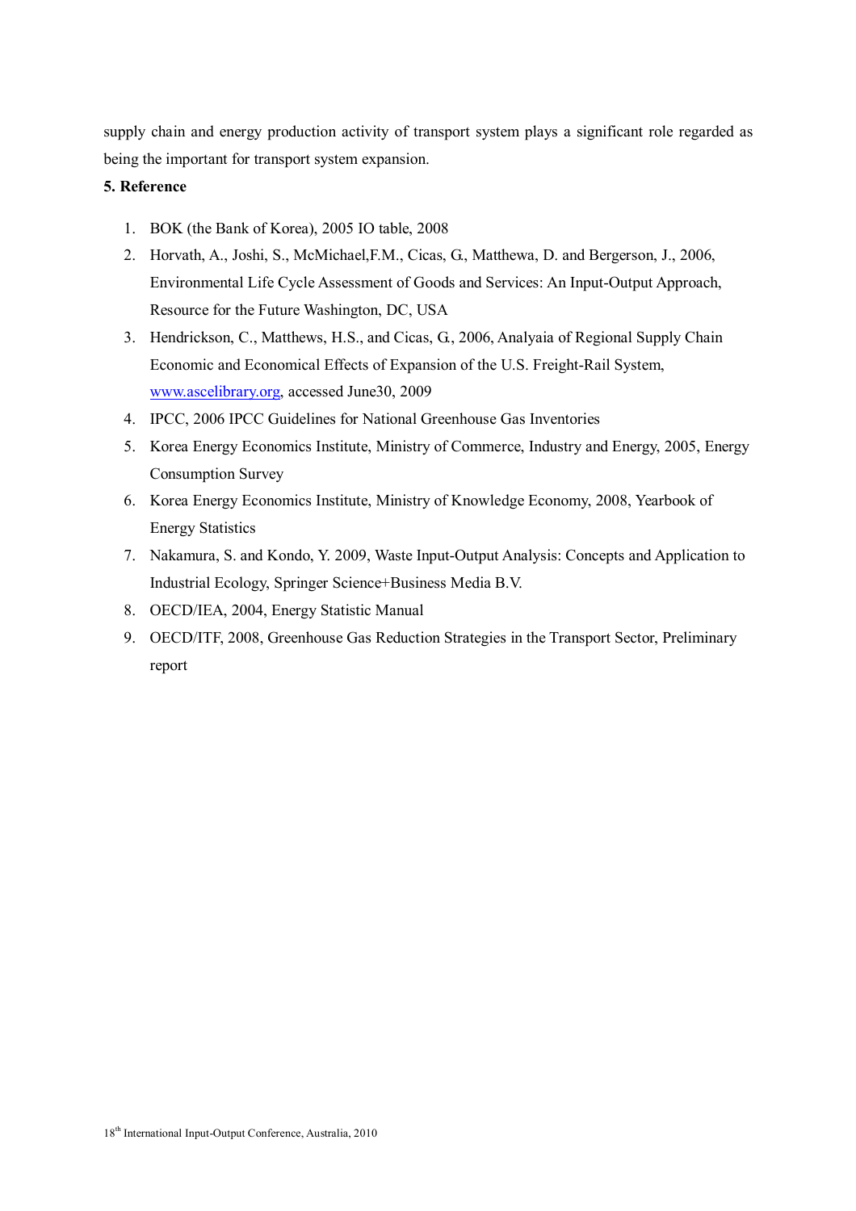supply chain and energy production activity of transport system plays a significant role regarded as being the important for transport system expansion.

## 5. Reference

1. BOK (the Bank of Korea), 2005 IO table, 2008
2. Horvath, A., Joshi, S., McMichael,F.M., Cicas, G., Matthewa, D. and Bergerson, J., 2006, Environmental Life Cycle Assessment of Goods and Services: An Input-Output Approach, Resource for the Future Washington, DC, USA
3. Hendrickson, C., Matthews, H.S., and Cicas, G., 2006, Analyaia of Regional Supply Chain Economic and Economical Effects of Expansion of the U.S. Freight-Rail System, www.ascelibrary.org, accessed June30, 2009
4. IPCC, 2006 IPCC Guidelines for National Greenhouse Gas Inventories
5. Korea Energy Economics Institute, Ministry of Commerce, Industry and Energy, 2005, Energy Consumption Survey
6. Korea Energy Economics Institute, Ministry of Knowledge Economy, 2008, Yearbook of Energy Statistics
7. Nakamura, S. and Kondo, Y. 2009, Waste Input-Output Analysis: Concepts and Application to Industrial Ecology, Springer Science+Business Media B.V.
8. OECD/IEA, 2004, Energy Statistic Manual
9. OECD/ITF, 2008, Greenhouse Gas Reduction Strategies in the Transport Sector, Preliminary report